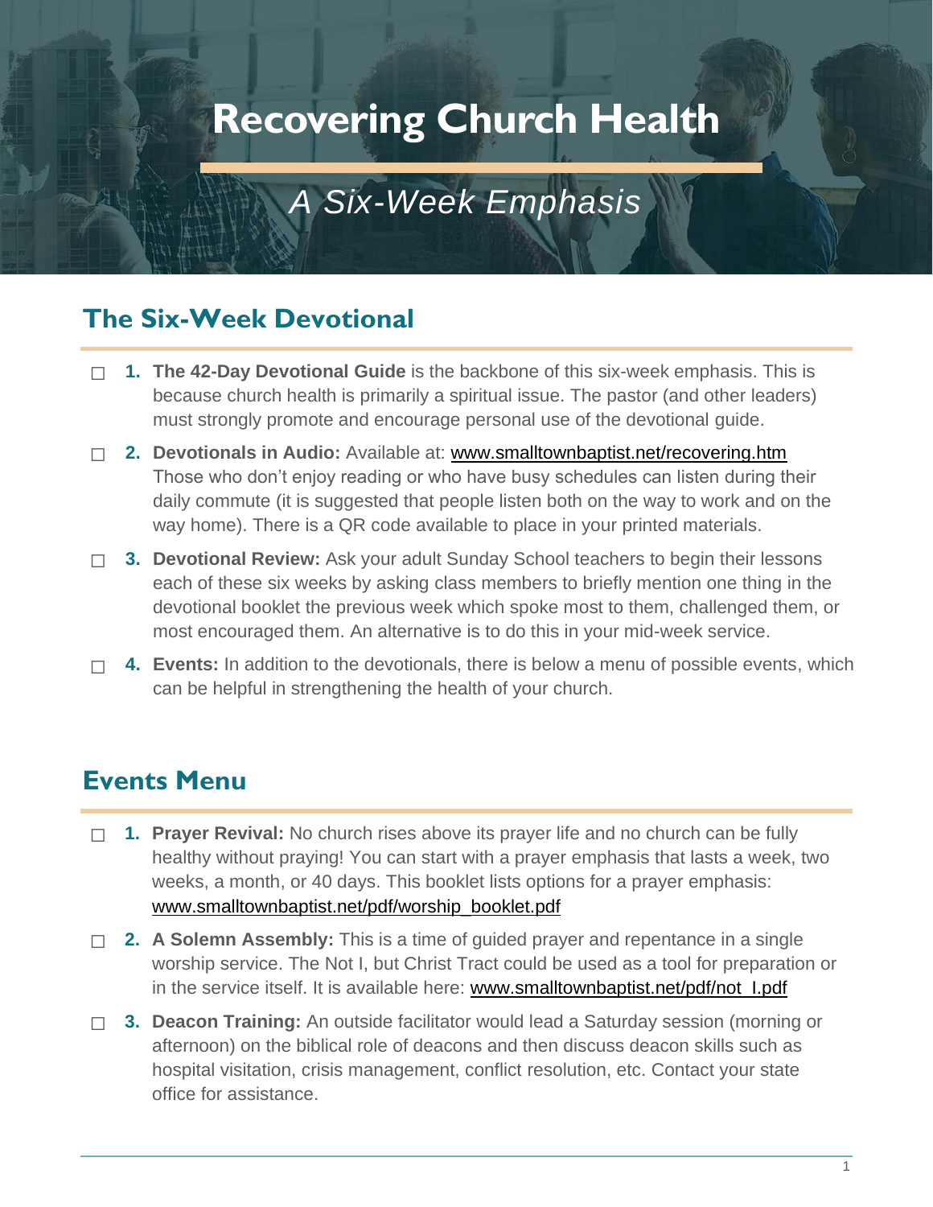# Recovering Church Health

## *A Six-Week Emphasis*

## The Six-Week Devotional

- ☐ **1. The 42-Day Devotional Guide** is the backbone of this six-week emphasis. This is because church health is primarily a spiritual issue. The pastor (and other leaders) must strongly promote and encourage personal use of the devotional guide.
- ☐ **2. Devotionals in Audio:** Available at: www.smalltownbaptist.net/recovering.htm Those who don't enjoy reading or who have busy schedules can listen during their daily commute (it is suggested that people listen both on the way to work and on the way home). There is a QR code available to place in your printed materials.
- ☐ **3. Devotional Review:** Ask your adult Sunday School teachers to begin their lessons each of these six weeks by asking class members to briefly mention one thing in the devotional booklet the previous week which spoke most to them, challenged them, or most encouraged them. An alternative is to do this in your mid-week service.
- ☐ **4. Events:** In addition to the devotionals, there is below a menu of possible events, which can be helpful in strengthening the health of your church.

## Events Menu

- ☐ **1. Prayer Revival:** No church rises above its prayer life and no church can be fully healthy without praying! You can start with a prayer emphasis that lasts a week, two weeks, a month, or 40 days. This booklet lists options for a prayer emphasis: www.smalltownbaptist.net/pdf/worship_booklet.pdf
- ☐ **2. A Solemn Assembly:** This is a time of guided prayer and repentance in a single worship service. The Not I, but Christ Tract could be used as a tool for preparation or in the service itself. It is available here: www.smalltownbaptist.net/pdf/not_I.pdf
- ☐ **3. Deacon Training:** An outside facilitator would lead a Saturday session (morning or afternoon) on the biblical role of deacons and then discuss deacon skills such as hospital visitation, crisis management, conflict resolution, etc. Contact your state office for assistance.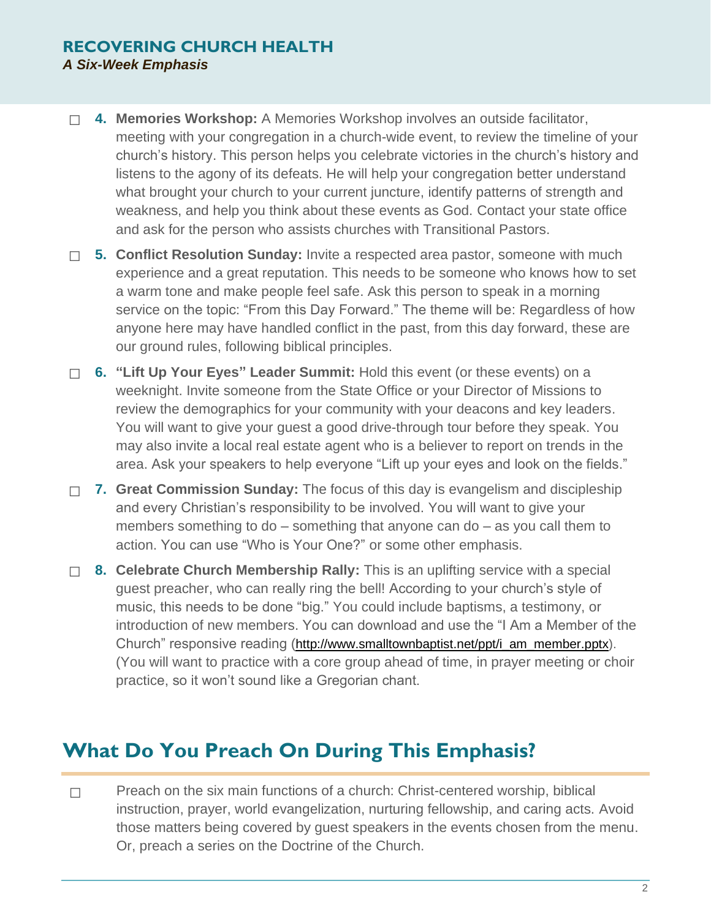- ☐ **4. Memories Workshop:** A Memories Workshop involves an outside facilitator, meeting with your congregation in a church-wide event, to review the timeline of your church's history. This person helps you celebrate victories in the church's history and listens to the agony of its defeats. He will help your congregation better understand what brought your church to your current juncture, identify patterns of strength and weakness, and help you think about these events as God. Contact your state office and ask for the person who assists churches with Transitional Pastors.
- ☐ **5. Conflict Resolution Sunday:** Invite a respected area pastor, someone with much experience and a great reputation. This needs to be someone who knows how to set a warm tone and make people feel safe. Ask this person to speak in a morning service on the topic: "From this Day Forward." The theme will be: Regardless of how anyone here may have handled conflict in the past, from this day forward, these are our ground rules, following biblical principles.
- ☐ **6. "Lift Up Your Eyes" Leader Summit:** Hold this event (or these events) on a weeknight. Invite someone from the State Office or your Director of Missions to review the demographics for your community with your deacons and key leaders. You will want to give your guest a good drive-through tour before they speak. You may also invite a local real estate agent who is a believer to report on trends in the area. Ask your speakers to help everyone "Lift up your eyes and look on the fields."
- ☐ **7. Great Commission Sunday:** The focus of this day is evangelism and discipleship and every Christian's responsibility to be involved. You will want to give your members something to do – something that anyone can do – as you call them to action. You can use "Who is Your One?" or some other emphasis.
- ☐ **8. Celebrate Church Membership Rally:** This is an uplifting service with a special guest preacher, who can really ring the bell! According to your church's style of music, this needs to be done "big." You could include baptisms, a testimony, or introduction of new members. You can download and use the "I Am a Member of the Church" responsive reading (http://www.smalltownbaptist.net/ppt/i_am_member.pptx). (You will want to practice with a core group ahead of time, in prayer meeting or choir practice, so it won't sound like a Gregorian chant.

## What Do You Preach On During This Emphasis?

- ☐ Preach on the six main functions of a church: Christ-centered worship, biblical instruction, prayer, world evangelization, nurturing fellowship, and caring acts. Avoid those matters being covered by guest speakers in the events chosen from the menu. Or, preach a series on the Doctrine of the Church.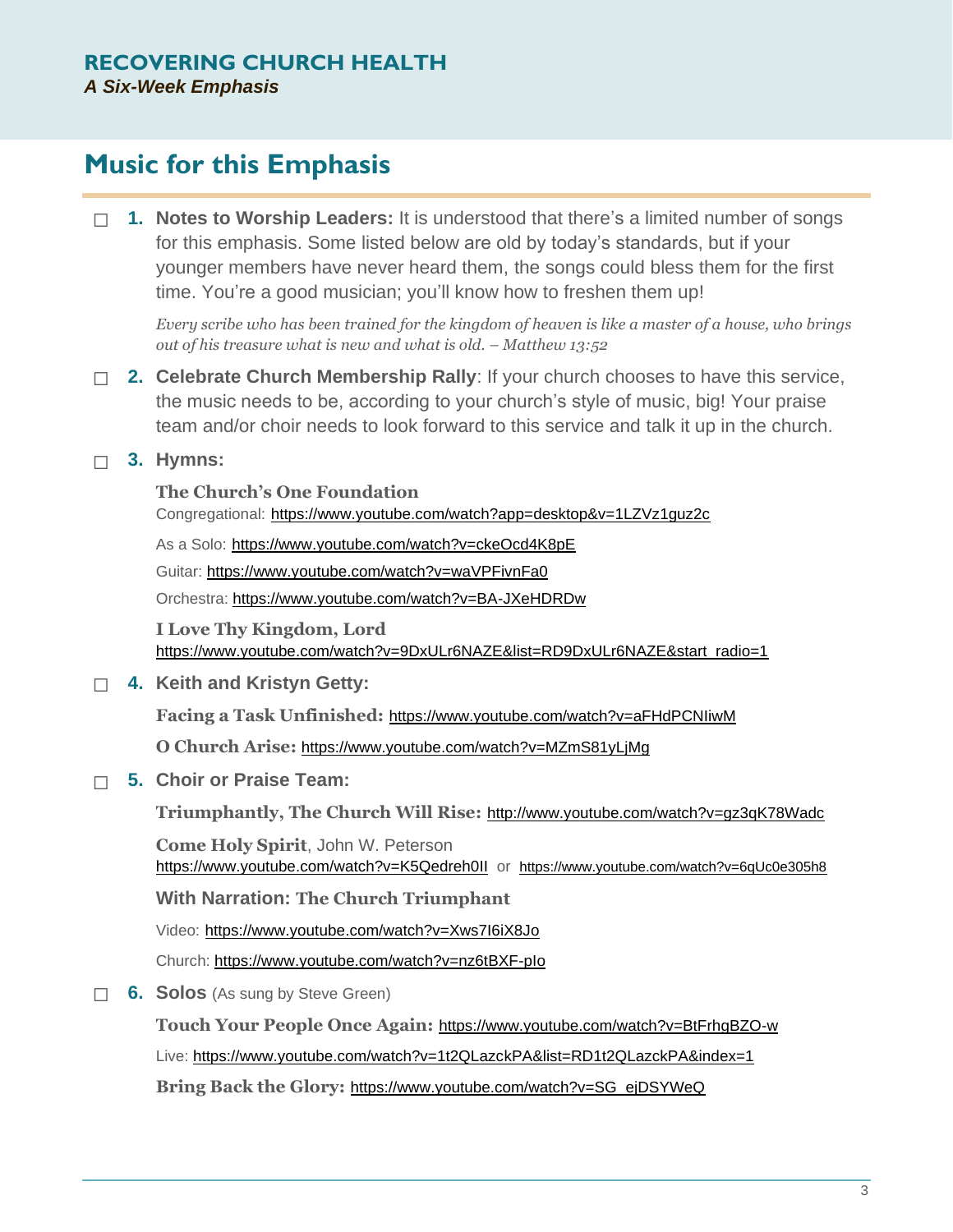# RECOVERING CHURCH HEALTH
*A Six-Week Emphasis*

## Music for this Emphasis

☐ **1. Notes to Worship Leaders:** It is understood that there's a limited number of songs for this emphasis. Some listed below are old by today's standards, but if your younger members have never heard them, the songs could bless them for the first time. You're a good musician; you'll know how to freshen them up!

*Every scribe who has been trained for the kingdom of heaven is like a master of a house, who brings out of his treasure what is new and what is old. – Matthew 13:52*

☐ **2. Celebrate Church Membership Rally**: If your church chooses to have this service, the music needs to be, according to your church's style of music, big! Your praise team and/or choir needs to look forward to this service and talk it up in the church.

☐ **3. Hymns:**

**The Church's One Foundation**
Congregational: https://www.youtube.com/watch?app=desktop&v=1LZVz1guz2c

As a Solo: https://www.youtube.com/watch?v=ckeOcd4K8pE

Guitar: https://www.youtube.com/watch?v=waVPFivnFa0

Orchestra: https://www.youtube.com/watch?v=BA-JXeHDRDw

**I Love Thy Kingdom, Lord**
https://www.youtube.com/watch?v=9DxULr6NAZE&list=RD9DxULr6NAZE&start_radio=1

☐ **4. Keith and Kristyn Getty:**

**Facing a Task Unfinished:** https://www.youtube.com/watch?v=aFHdPCNIiwM

**O Church Arise:** https://www.youtube.com/watch?v=MZmS81yLjMg

☐ **5. Choir or Praise Team:**

**Triumphantly, The Church Will Rise:** http://www.youtube.com/watch?v=gz3qK78Wadc

**Come Holy Spirit**, John W. Peterson
https://www.youtube.com/watch?v=K5Qedreh0II or https://www.youtube.com/watch?v=6qUc0e305h8

**With Narration: The Church Triumphant**

Video: https://www.youtube.com/watch?v=Xws7I6iX8Jo

Church: https://www.youtube.com/watch?v=nz6tBXF-pIo

☐ **6. Solos** (As sung by Steve Green)

**Touch Your People Once Again:** https://www.youtube.com/watch?v=BtFrhgBZO-w

Live: https://www.youtube.com/watch?v=1t2QLazckPA&list=RD1t2QLazckPA&index=1

**Bring Back the Glory:** https://www.youtube.com/watch?v=SG_ejDSYWeQ